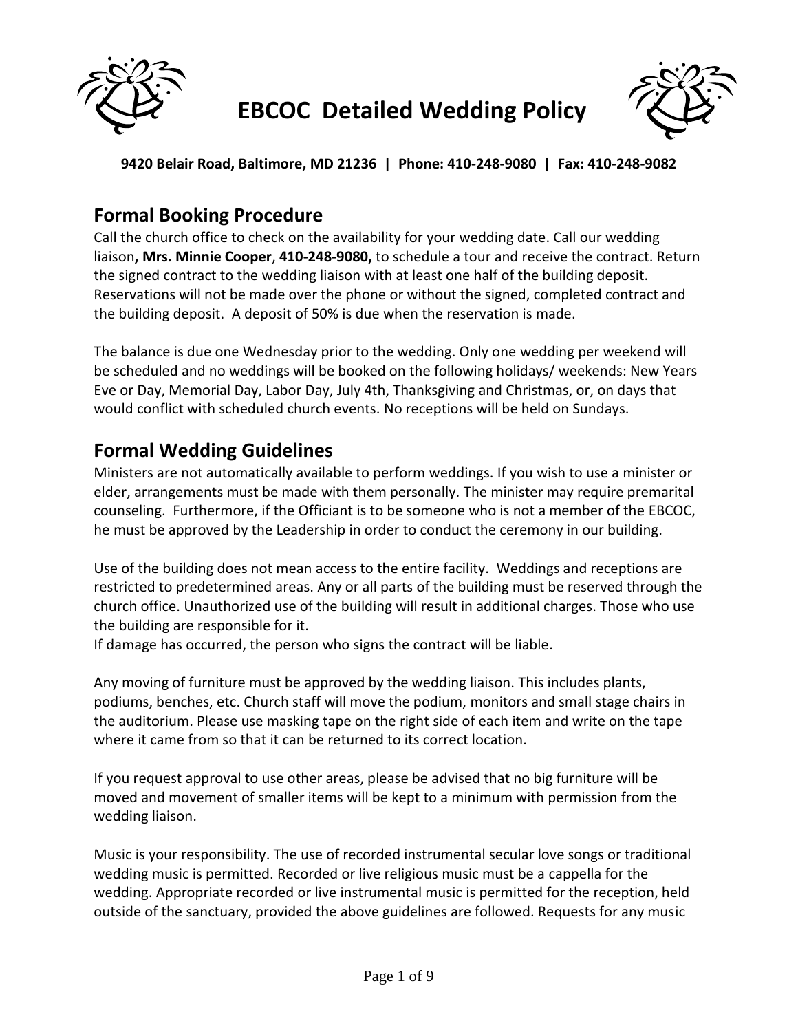# EBCOC Detailed Wedding Policy

**9420 Belair Road, Baltimore, MD 21236 | Phone: 410-248-9080 | Fax: 410-248-9082**

## Formal Booking Procedure

Call the church office to check on the availability for your wedding date. Call our wedding liaison**, Mrs. Minnie Cooper**, **410-248-9080,** to schedule a tour and receive the contract. Return the signed contract to the wedding liaison with at least one half of the building deposit. Reservations will not be made over the phone or without the signed, completed contract and the building deposit. A deposit of 50% is due when the reservation is made.

The balance is due one Wednesday prior to the wedding. Only one wedding per weekend will be scheduled and no weddings will be booked on the following holidays/ weekends: New Years Eve or Day, Memorial Day, Labor Day, July 4th, Thanksgiving and Christmas, or, on days that would conflict with scheduled church events. No receptions will be held on Sundays.

## Formal Wedding Guidelines

Ministers are not automatically available to perform weddings. If you wish to use a minister or elder, arrangements must be made with them personally. The minister may require premarital counseling. Furthermore, if the Officiant is to be someone who is not a member of the EBCOC, he must be approved by the Leadership in order to conduct the ceremony in our building.

Use of the building does not mean access to the entire facility. Weddings and receptions are restricted to predetermined areas. Any or all parts of the building must be reserved through the church office. Unauthorized use of the building will result in additional charges. Those who use the building are responsible for it.
If damage has occurred, the person who signs the contract will be liable.

Any moving of furniture must be approved by the wedding liaison. This includes plants, podiums, benches, etc. Church staff will move the podium, monitors and small stage chairs in the auditorium. Please use masking tape on the right side of each item and write on the tape where it came from so that it can be returned to its correct location.

If you request approval to use other areas, please be advised that no big furniture will be moved and movement of smaller items will be kept to a minimum with permission from the wedding liaison.

Music is your responsibility. The use of recorded instrumental secular love songs or traditional wedding music is permitted. Recorded or live religious music must be a cappella for the wedding. Appropriate recorded or live instrumental music is permitted for the reception, held outside of the sanctuary, provided the above guidelines are followed. Requests for any music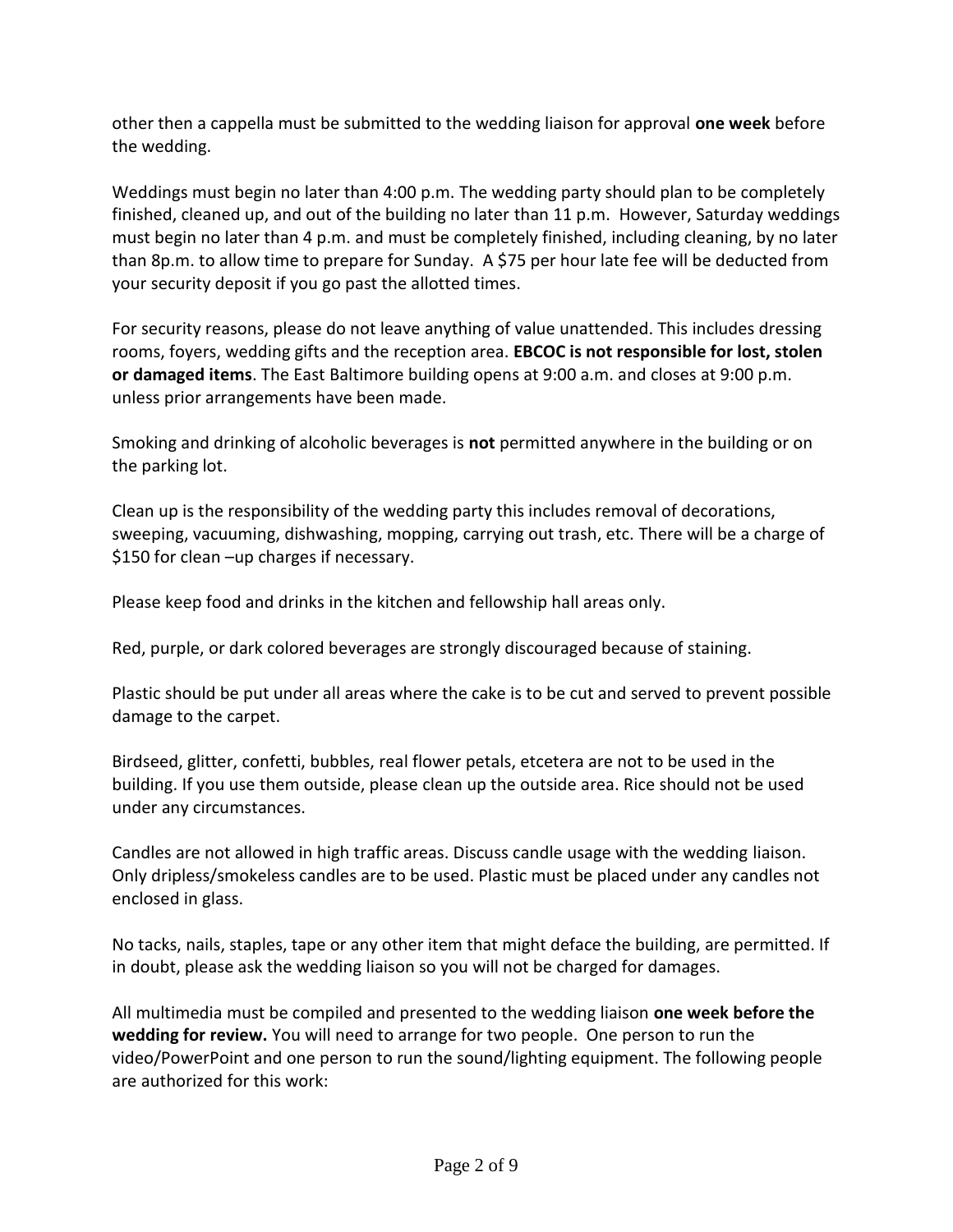other then a cappella must be submitted to the wedding liaison for approval **one week** before the wedding.

Weddings must begin no later than 4:00 p.m. The wedding party should plan to be completely finished, cleaned up, and out of the building no later than 11 p.m. However, Saturday weddings must begin no later than 4 p.m. and must be completely finished, including cleaning, by no later than 8p.m. to allow time to prepare for Sunday. A $75 per hour late fee will be deducted from your security deposit if you go past the allotted times.

For security reasons, please do not leave anything of value unattended. This includes dressing rooms, foyers, wedding gifts and the reception area. **EBCOC is not responsible for lost, stolen or damaged items**. The East Baltimore building opens at 9:00 a.m. and closes at 9:00 p.m. unless prior arrangements have been made.

Smoking and drinking of alcoholic beverages is **not** permitted anywhere in the building or on the parking lot.

Clean up is the responsibility of the wedding party this includes removal of decorations, sweeping, vacuuming, dishwashing, mopping, carrying out trash, etc. There will be a charge of $150 for clean –up charges if necessary.

Please keep food and drinks in the kitchen and fellowship hall areas only.

Red, purple, or dark colored beverages are strongly discouraged because of staining.

Plastic should be put under all areas where the cake is to be cut and served to prevent possible damage to the carpet.

Birdseed, glitter, confetti, bubbles, real flower petals, etcetera are not to be used in the building. If you use them outside, please clean up the outside area. Rice should not be used under any circumstances.

Candles are not allowed in high traffic areas. Discuss candle usage with the wedding liaison. Only dripless/smokeless candles are to be used. Plastic must be placed under any candles not enclosed in glass.

No tacks, nails, staples, tape or any other item that might deface the building, are permitted. If in doubt, please ask the wedding liaison so you will not be charged for damages.

All multimedia must be compiled and presented to the wedding liaison **one week before the wedding for review.** You will need to arrange for two people. One person to run the video/PowerPoint and one person to run the sound/lighting equipment. The following people are authorized for this work: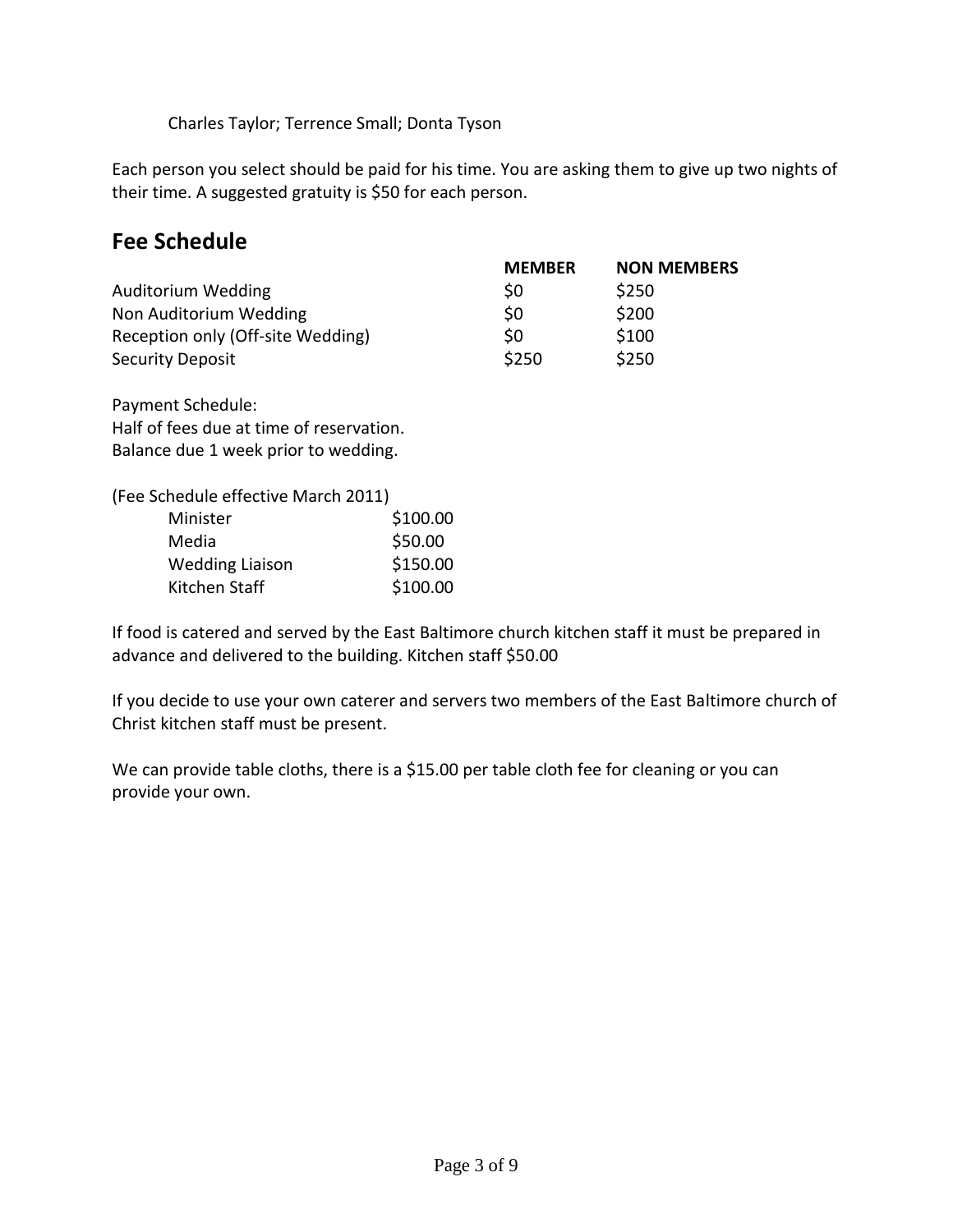Charles Taylor; Terrence Small; Donta Tyson

Each person you select should be paid for his time. You are asking them to give up two nights of their time. A suggested gratuity is $50 for each person.

## Fee Schedule

| | MEMBER | NON MEMBERS |
|---|---|---|
| Auditorium Wedding | $0 | $250 |
| Non Auditorium Wedding | $0 | $200 |
| Reception only (Off-site Wedding) | $0 | $100 |
| Security Deposit | $250 | $250 |

Payment Schedule:
Half of fees due at time of reservation.
Balance due 1 week prior to wedding.

(Fee Schedule effective March 2011)

| | |
|---|---|
| Minister | $100.00 |
| Media | $50.00 |
| Wedding Liaison | $150.00 |
| Kitchen Staff | $100.00 |

If food is catered and served by the East Baltimore church kitchen staff it must be prepared in advance and delivered to the building. Kitchen staff $50.00

If you decide to use your own caterer and servers two members of the East Baltimore church of Christ kitchen staff must be present.

We can provide table cloths, there is a $15.00 per table cloth fee for cleaning or you can provide your own.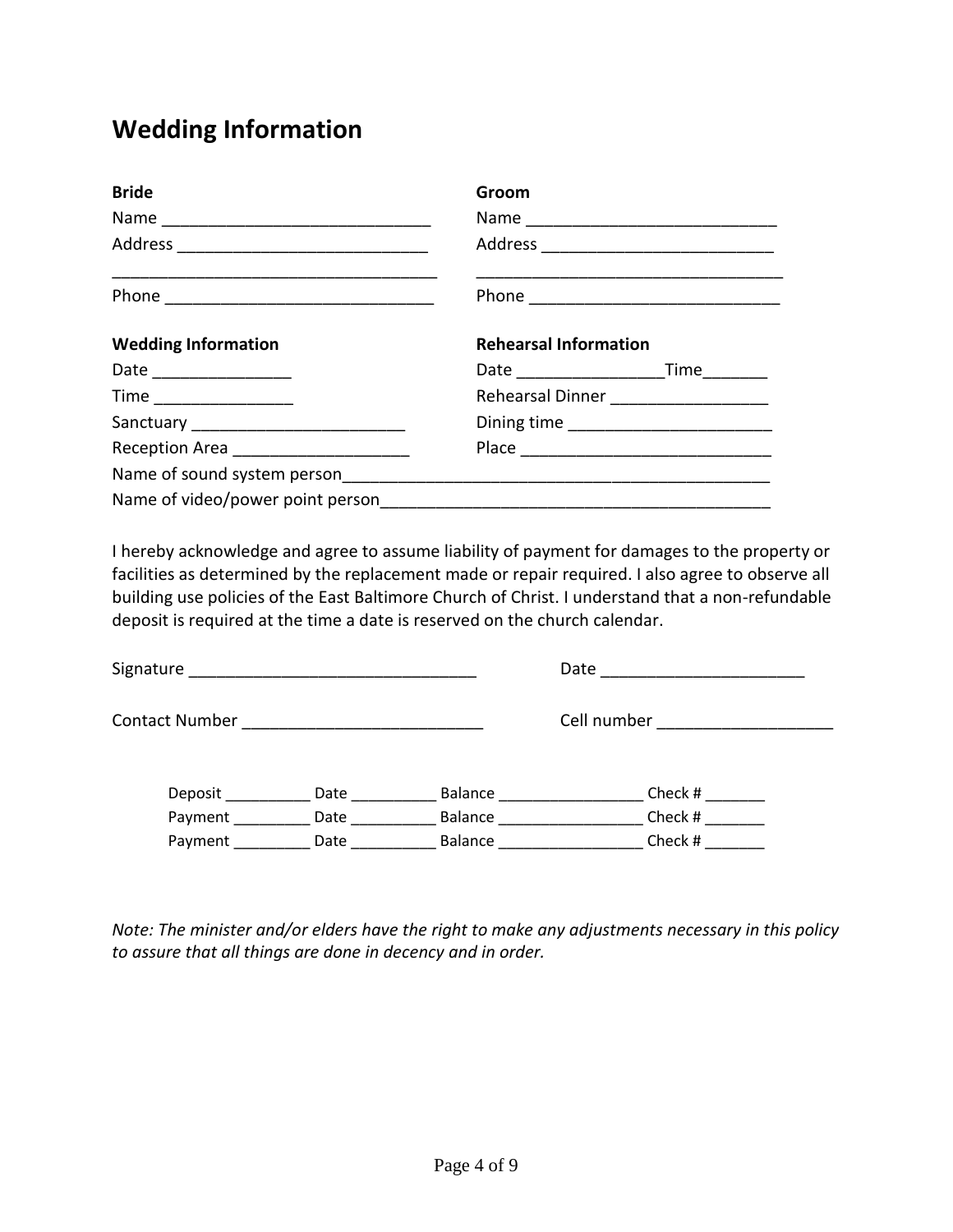## Wedding Information

**Bride**

Name ______________________________

Address ____________________________

___________________________________

Phone ______________________________

**Groom**

Name ____________________________

Address __________________________

__________________________________

Phone ____________________________

**Wedding Information**

Date ________________

Time ________________

Sanctuary ________________________

Reception Area ____________________

**Rehearsal Information**

Date ________________Time_______

Rehearsal Dinner _________________

Dining time ______________________

Place ____________________________

Name of sound system person______________________________________________

Name of video/power point person__________________________________________

I hereby acknowledge and agree to assume liability of payment for damages to the property or facilities as determined by the replacement made or repair required. I also agree to observe all building use policies of the East Baltimore Church of Christ. I understand that a non-refundable deposit is required at the time a date is reserved on the church calendar.

Signature _______________________________ Date ______________________

Contact Number __________________________ Cell number ___________________

Deposit __________ Date __________ Balance ________________ Check # _______

Payment _________ Date __________ Balance ________________ Check # _______

Payment _________ Date __________ Balance ________________ Check # _______

*Note: The minister and/or elders have the right to make any adjustments necessary in this policy to assure that all things are done in decency and in order.*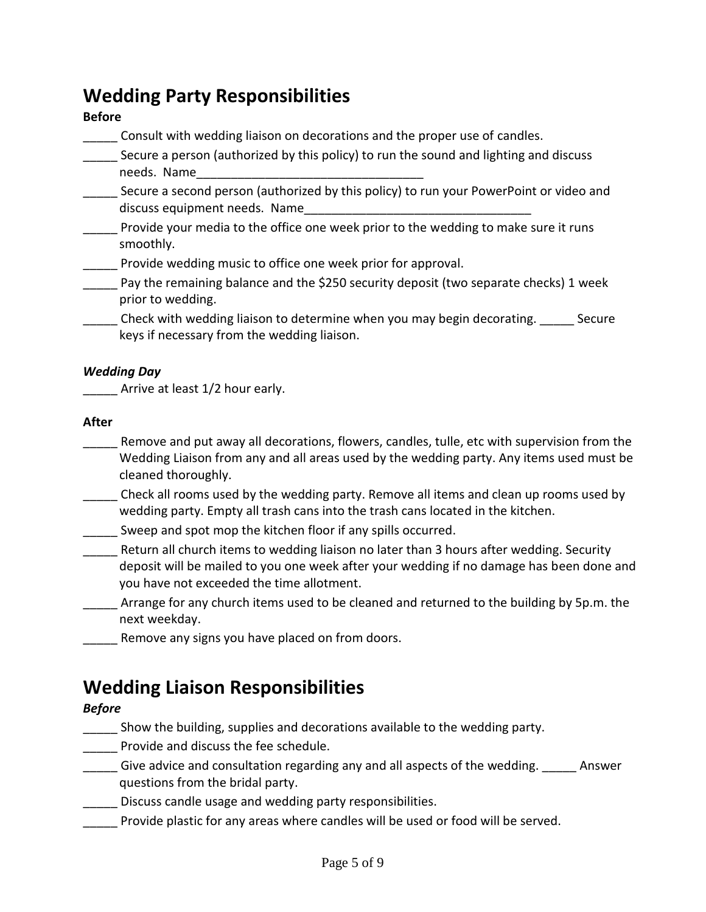## Wedding Party Responsibilities

**Before**

_____ Consult with wedding liaison on decorations and the proper use of candles.

_____ Secure a person (authorized by this policy) to run the sound and lighting and discuss needs. Name_________________________________

_____ Secure a second person (authorized by this policy) to run your PowerPoint or video and discuss equipment needs. Name_________________________________

_____ Provide your media to the office one week prior to the wedding to make sure it runs smoothly.

_____ Provide wedding music to office one week prior for approval.

_____ Pay the remaining balance and the $250 security deposit (two separate checks) 1 week prior to wedding.

_____ Check with wedding liaison to determine when you may begin decorating. _____ Secure keys if necessary from the wedding liaison.

***Wedding Day***

_____ Arrive at least 1/2 hour early.

**After**

_____ Remove and put away all decorations, flowers, candles, tulle, etc with supervision from the Wedding Liaison from any and all areas used by the wedding party. Any items used must be cleaned thoroughly.

_____ Check all rooms used by the wedding party. Remove all items and clean up rooms used by wedding party. Empty all trash cans into the trash cans located in the kitchen.

_____ Sweep and spot mop the kitchen floor if any spills occurred.

_____ Return all church items to wedding liaison no later than 3 hours after wedding. Security deposit will be mailed to you one week after your wedding if no damage has been done and you have not exceeded the time allotment.

_____ Arrange for any church items used to be cleaned and returned to the building by 5p.m. the next weekday.

_____ Remove any signs you have placed on from doors.

## Wedding Liaison Responsibilities

***Before***

_____ Show the building, supplies and decorations available to the wedding party.

_____ Provide and discuss the fee schedule.

_____ Give advice and consultation regarding any and all aspects of the wedding. _____ Answer questions from the bridal party.

_____ Discuss candle usage and wedding party responsibilities.

_____ Provide plastic for any areas where candles will be used or food will be served.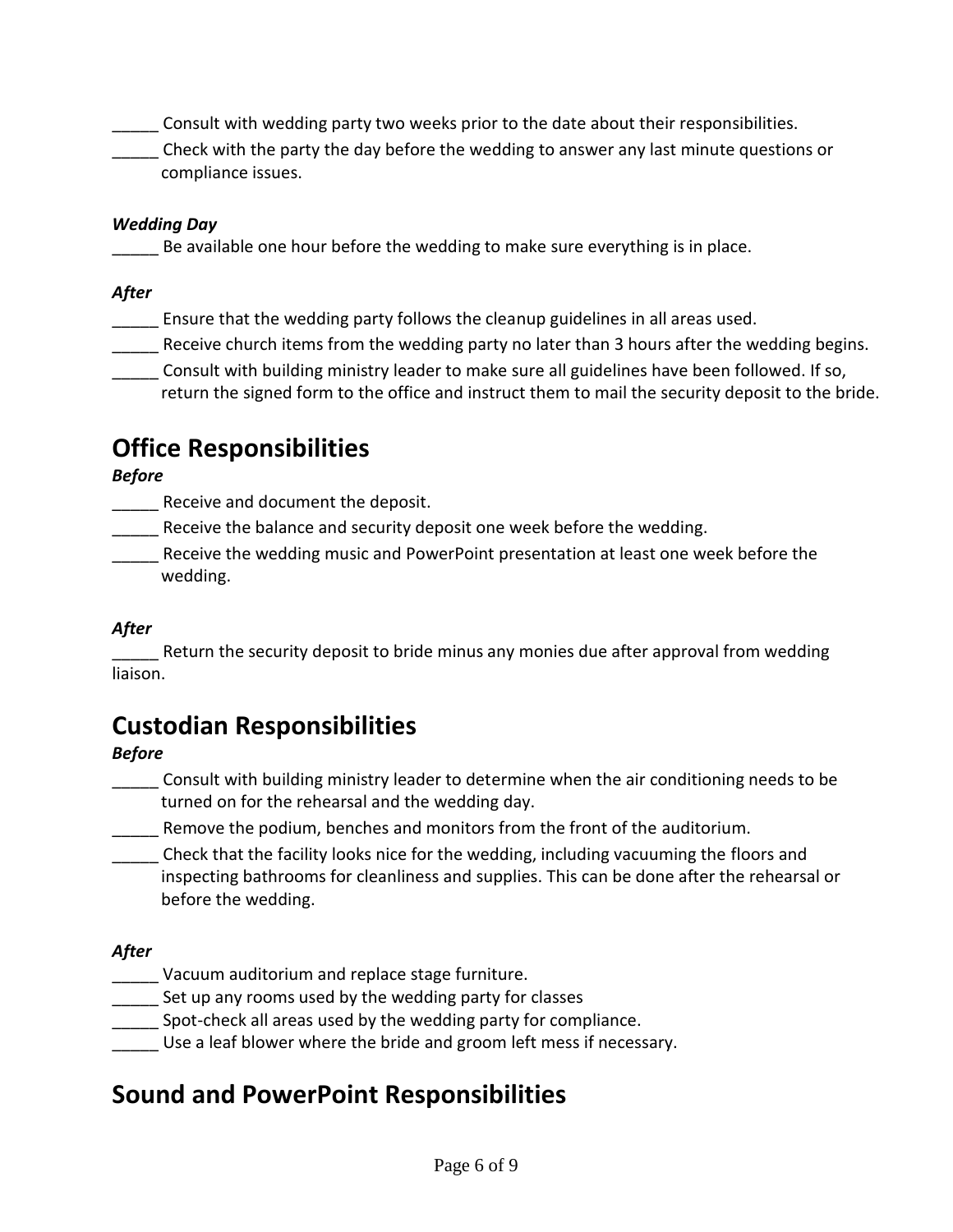_____ Consult with wedding party two weeks prior to the date about their responsibilities.

_____ Check with the party the day before the wedding to answer any last minute questions or compliance issues.

***Wedding Day***

_____ Be available one hour before the wedding to make sure everything is in place.

***After***

_____ Ensure that the wedding party follows the cleanup guidelines in all areas used.

_____ Receive church items from the wedding party no later than 3 hours after the wedding begins.

_____ Consult with building ministry leader to make sure all guidelines have been followed. If so, return the signed form to the office and instruct them to mail the security deposit to the bride.

## Office Responsibilities

***Before***

_____ Receive and document the deposit.

_____ Receive the balance and security deposit one week before the wedding.

_____ Receive the wedding music and PowerPoint presentation at least one week before the wedding.

***After***

_____ Return the security deposit to bride minus any monies due after approval from wedding liaison.

## Custodian Responsibilities

***Before***

_____ Consult with building ministry leader to determine when the air conditioning needs to be turned on for the rehearsal and the wedding day.

_____ Remove the podium, benches and monitors from the front of the auditorium.

_____ Check that the facility looks nice for the wedding, including vacuuming the floors and inspecting bathrooms for cleanliness and supplies. This can be done after the rehearsal or before the wedding.

***After***

_____ Vacuum auditorium and replace stage furniture.

_____ Set up any rooms used by the wedding party for classes

_____ Spot-check all areas used by the wedding party for compliance.

_____ Use a leaf blower where the bride and groom left mess if necessary.

## Sound and PowerPoint Responsibilities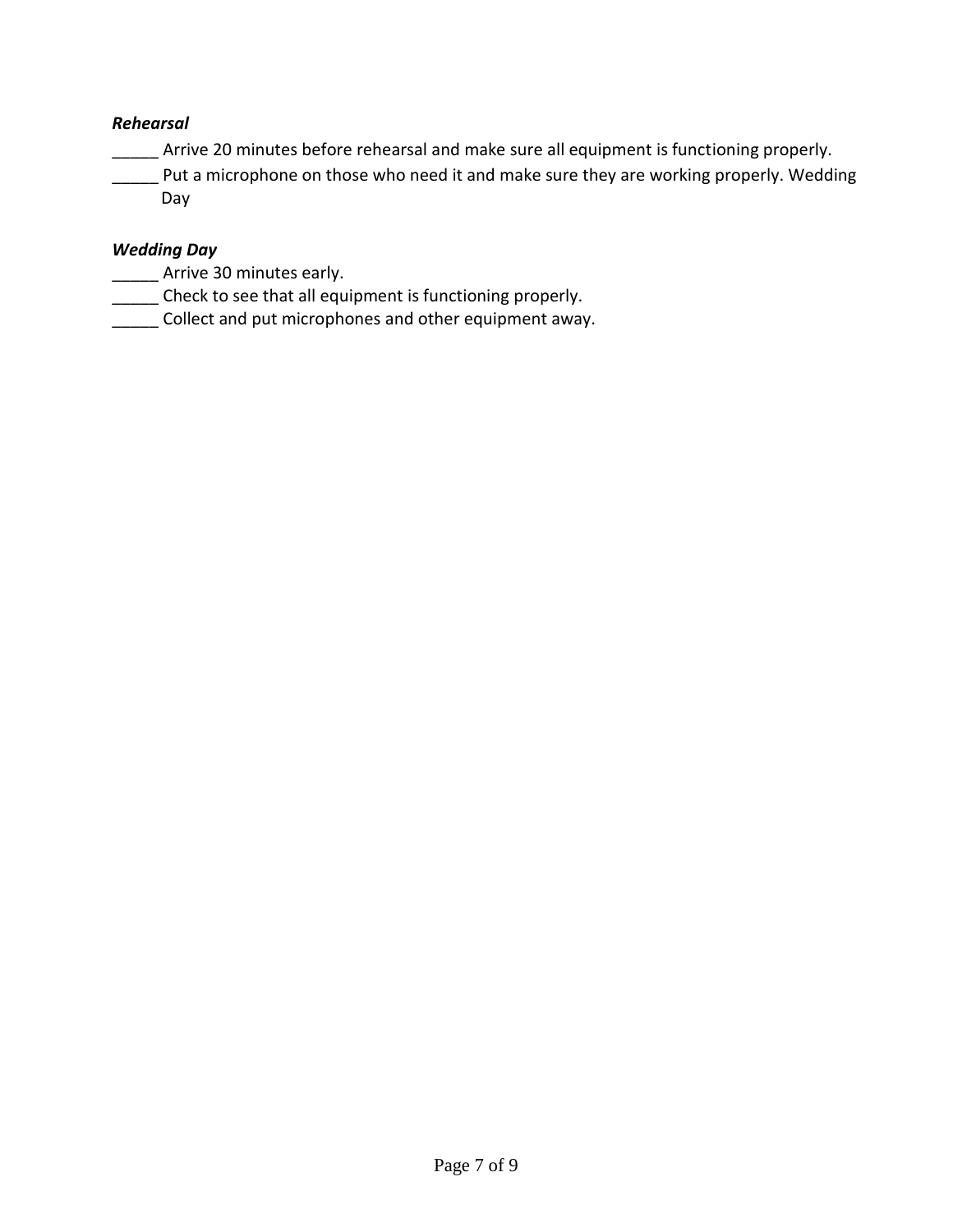***Rehearsal***

_____ Arrive 20 minutes before rehearsal and make sure all equipment is functioning properly.

_____ Put a microphone on those who need it and make sure they are working properly. Wedding Day

***Wedding Day***

_____ Arrive 30 minutes early.

_____ Check to see that all equipment is functioning properly.

_____ Collect and put microphones and other equipment away.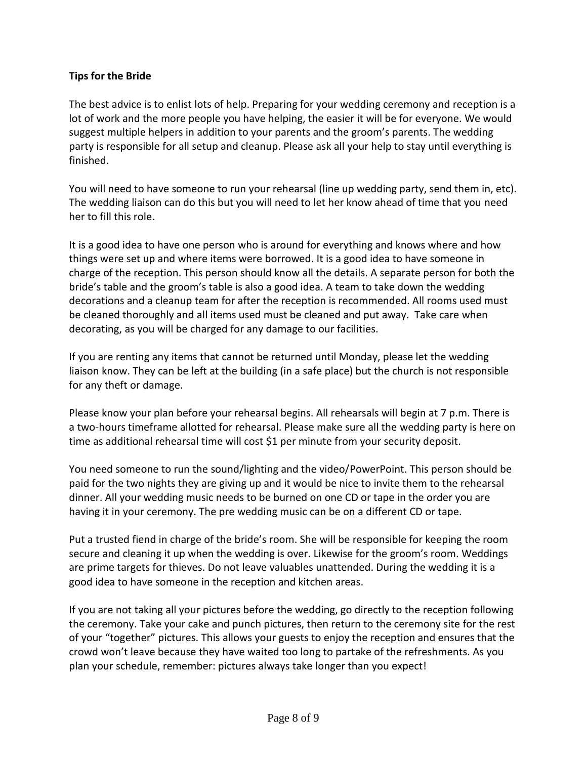**Tips for the Bride**

The best advice is to enlist lots of help. Preparing for your wedding ceremony and reception is a lot of work and the more people you have helping, the easier it will be for everyone. We would suggest multiple helpers in addition to your parents and the groom's parents. The wedding party is responsible for all setup and cleanup. Please ask all your help to stay until everything is finished.

You will need to have someone to run your rehearsal (line up wedding party, send them in, etc). The wedding liaison can do this but you will need to let her know ahead of time that you need her to fill this role.

It is a good idea to have one person who is around for everything and knows where and how things were set up and where items were borrowed. It is a good idea to have someone in charge of the reception. This person should know all the details. A separate person for both the bride's table and the groom's table is also a good idea. A team to take down the wedding decorations and a cleanup team for after the reception is recommended. All rooms used must be cleaned thoroughly and all items used must be cleaned and put away. Take care when decorating, as you will be charged for any damage to our facilities.

If you are renting any items that cannot be returned until Monday, please let the wedding liaison know. They can be left at the building (in a safe place) but the church is not responsible for any theft or damage.

Please know your plan before your rehearsal begins. All rehearsals will begin at 7 p.m. There is a two-hours timeframe allotted for rehearsal. Please make sure all the wedding party is here on time as additional rehearsal time will cost $1 per minute from your security deposit.

You need someone to run the sound/lighting and the video/PowerPoint. This person should be paid for the two nights they are giving up and it would be nice to invite them to the rehearsal dinner. All your wedding music needs to be burned on one CD or tape in the order you are having it in your ceremony. The pre wedding music can be on a different CD or tape.

Put a trusted fiend in charge of the bride's room. She will be responsible for keeping the room secure and cleaning it up when the wedding is over. Likewise for the groom's room. Weddings are prime targets for thieves. Do not leave valuables unattended. During the wedding it is a good idea to have someone in the reception and kitchen areas.

If you are not taking all your pictures before the wedding, go directly to the reception following the ceremony. Take your cake and punch pictures, then return to the ceremony site for the rest of your "together" pictures. This allows your guests to enjoy the reception and ensures that the crowd won't leave because they have waited too long to partake of the refreshments. As you plan your schedule, remember: pictures always take longer than you expect!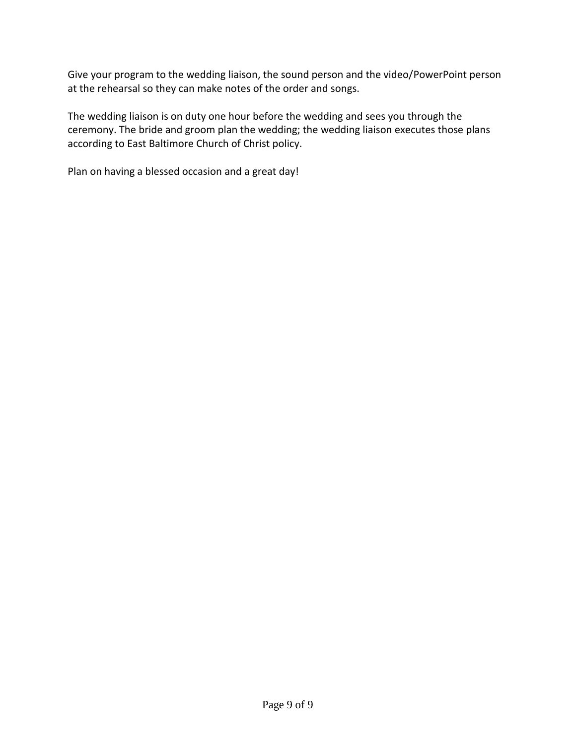Give your program to the wedding liaison, the sound person and the video/PowerPoint person at the rehearsal so they can make notes of the order and songs.

The wedding liaison is on duty one hour before the wedding and sees you through the ceremony. The bride and groom plan the wedding; the wedding liaison executes those plans according to East Baltimore Church of Christ policy.

Plan on having a blessed occasion and a great day!